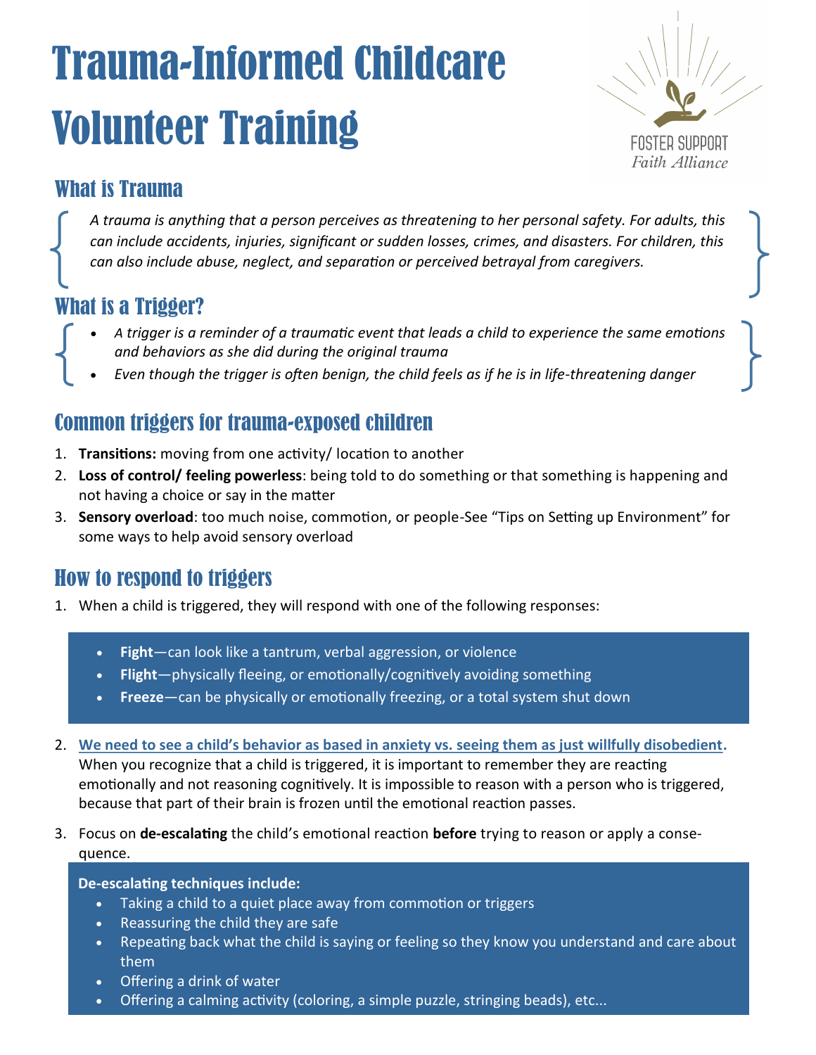# Trauma-Informed Childcare Volunteer Training

FOSTER SUPPORT
*Faith Alliance*

## What is Trauma

*A trauma is anything that a person perceives as threatening to her personal safety. For adults, this can include accidents, injuries, significant or sudden losses, crimes, and disasters. For children, this can also include abuse, neglect, and separation or perceived betrayal from caregivers.*

## What is a Trigger?

- *A trigger is a reminder of a traumatic event that leads a child to experience the same emotions and behaviors as she did during the original trauma*
- *Even though the trigger is often benign, the child feels as if he is in life-threatening danger*

## Common triggers for trauma-exposed children

1. **Transitions:** moving from one activity/ location to another
2. **Loss of control/ feeling powerless**: being told to do something or that something is happening and not having a choice or say in the matter
3. **Sensory overload**: too much noise, commotion, or people-See "Tips on Setting up Environment" for some ways to help avoid sensory overload

## How to respond to triggers

1. When a child is triggered, they will respond with one of the following responses:
   - **Fight**—can look like a tantrum, verbal aggression, or violence
   - **Flight**—physically fleeing, or emotionally/cognitively avoiding something
   - **Freeze**—can be physically or emotionally freezing, or a total system shut down
2. **We need to see a child's behavior as based in anxiety vs. seeing them as just willfully disobedient.** When you recognize that a child is triggered, it is important to remember they are reacting emotionally and not reasoning cognitively. It is impossible to reason with a person who is triggered, because that part of their brain is frozen until the emotional reaction passes.
3. Focus on **de-escalating** the child's emotional reaction **before** trying to reason or apply a consequence.

**De-escalating techniques include:**

- Taking a child to a quiet place away from commotion or triggers
- Reassuring the child they are safe
- Repeating back what the child is saying or feeling so they know you understand and care about them
- Offering a drink of water
- Offering a calming activity (coloring, a simple puzzle, stringing beads), etc...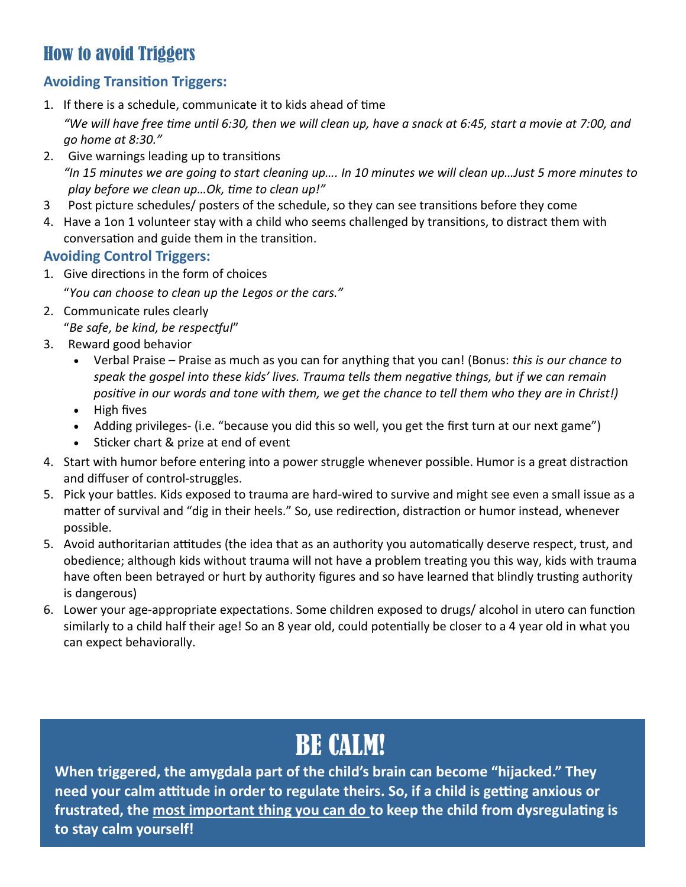# How to avoid Triggers

### Avoiding Transition Triggers:

1. If there is a schedule, communicate it to kids ahead of time
   *"We will have free time until 6:30, then we will clean up, have a snack at 6:45, start a movie at 7:00, and go home at 8:30."*
2. Give warnings leading up to transitions
   *"In 15 minutes we are going to start cleaning up…. In 10 minutes we will clean up…Just 5 more minutes to play before we clean up…Ok, time to clean up!"*
3. Post picture schedules/ posters of the schedule, so they can see transitions before they come
4. Have a 1on 1 volunteer stay with a child who seems challenged by transitions, to distract them with conversation and guide them in the transition.

### Avoiding Control Triggers:

1. Give directions in the form of choices
   "*You can choose to clean up the Legos or the cars."*
2. Communicate rules clearly
   "*Be safe, be kind, be respectful*"
3. Reward good behavior
   - Verbal Praise – Praise as much as you can for anything that you can! (Bonus: *this is our chance to speak the gospel into these kids' lives. Trauma tells them negative things, but if we can remain positive in our words and tone with them, we get the chance to tell them who they are in Christ!)*
   - High fives
   - Adding privileges- (i.e. "because you did this so well, you get the first turn at our next game")
   - Sticker chart & prize at end of event
4. Start with humor before entering into a power struggle whenever possible. Humor is a great distraction and diffuser of control-struggles.
5. Pick your battles. Kids exposed to trauma are hard-wired to survive and might see even a small issue as a matter of survival and "dig in their heels." So, use redirection, distraction or humor instead, whenever possible.
5. Avoid authoritarian attitudes (the idea that as an authority you automatically deserve respect, trust, and obedience; although kids without trauma will not have a problem treating you this way, kids with trauma have often been betrayed or hurt by authority figures and so have learned that blindly trusting authority is dangerous)
6. Lower your age-appropriate expectations. Some children exposed to drugs/ alcohol in utero can function similarly to a child half their age! So an 8 year old, could potentially be closer to a 4 year old in what you can expect behaviorally.

# BE CALM!

**When triggered, the amygdala part of the child's brain can become "hijacked." They need your calm attitude in order to regulate theirs. So, if a child is getting anxious or frustrated, the <u>most important thing you can do</u> to keep the child from dysregulating is to stay calm yourself!**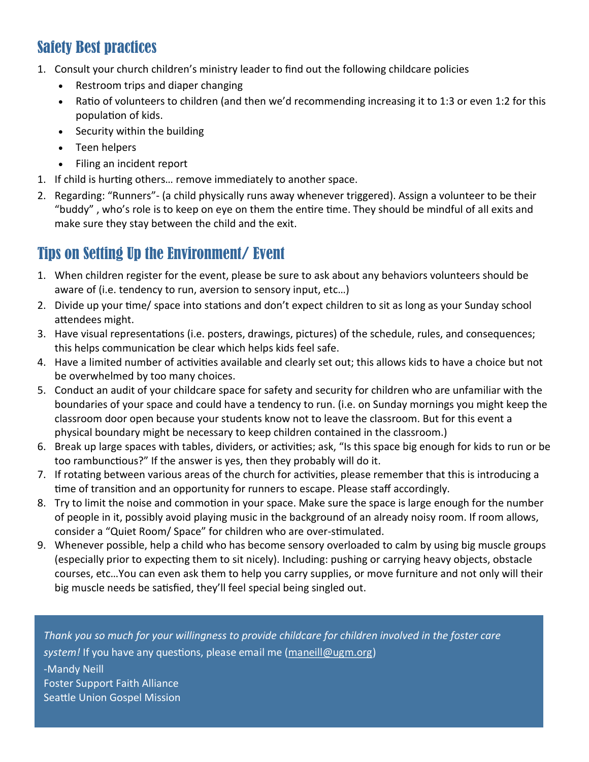## Safety Best practices

1. Consult your church children's ministry leader to find out the following childcare policies
   - Restroom trips and diaper changing
   - Ratio of volunteers to children (and then we'd recommending increasing it to 1:3 or even 1:2 for this population of kids.
   - Security within the building
   - Teen helpers
   - Filing an incident report
1. If child is hurting others… remove immediately to another space.
2. Regarding: "Runners"- (a child physically runs away whenever triggered). Assign a volunteer to be their "buddy" , who's role is to keep on eye on them the entire time. They should be mindful of all exits and make sure they stay between the child and the exit.

## Tips on Setting Up the Environment/ Event

1. When children register for the event, please be sure to ask about any behaviors volunteers should be aware of (i.e. tendency to run, aversion to sensory input, etc…)
2. Divide up your time/ space into stations and don't expect children to sit as long as your Sunday school attendees might.
3. Have visual representations (i.e. posters, drawings, pictures) of the schedule, rules, and consequences; this helps communication be clear which helps kids feel safe.
4. Have a limited number of activities available and clearly set out; this allows kids to have a choice but not be overwhelmed by too many choices.
5. Conduct an audit of your childcare space for safety and security for children who are unfamiliar with the boundaries of your space and could have a tendency to run. (i.e. on Sunday mornings you might keep the classroom door open because your students know not to leave the classroom. But for this event a physical boundary might be necessary to keep children contained in the classroom.)
6. Break up large spaces with tables, dividers, or activities; ask, "Is this space big enough for kids to run or be too rambunctious?" If the answer is yes, then they probably will do it.
7. If rotating between various areas of the church for activities, please remember that this is introducing a time of transition and an opportunity for runners to escape. Please staff accordingly.
8. Try to limit the noise and commotion in your space. Make sure the space is large enough for the number of people in it, possibly avoid playing music in the background of an already noisy room. If room allows, consider a "Quiet Room/ Space" for children who are over-stimulated.
9. Whenever possible, help a child who has become sensory overloaded to calm by using big muscle groups (especially prior to expecting them to sit nicely). Including: pushing or carrying heavy objects, obstacle courses, etc…You can even ask them to help you carry supplies, or move furniture and not only will their big muscle needs be satisfied, they'll feel special being singled out.

*Thank you so much for your willingness to provide childcare for children involved in the foster care system!* If you have any questions, please email me (maneill@ugm.org)

-Mandy Neill
Foster Support Faith Alliance
Seattle Union Gospel Mission